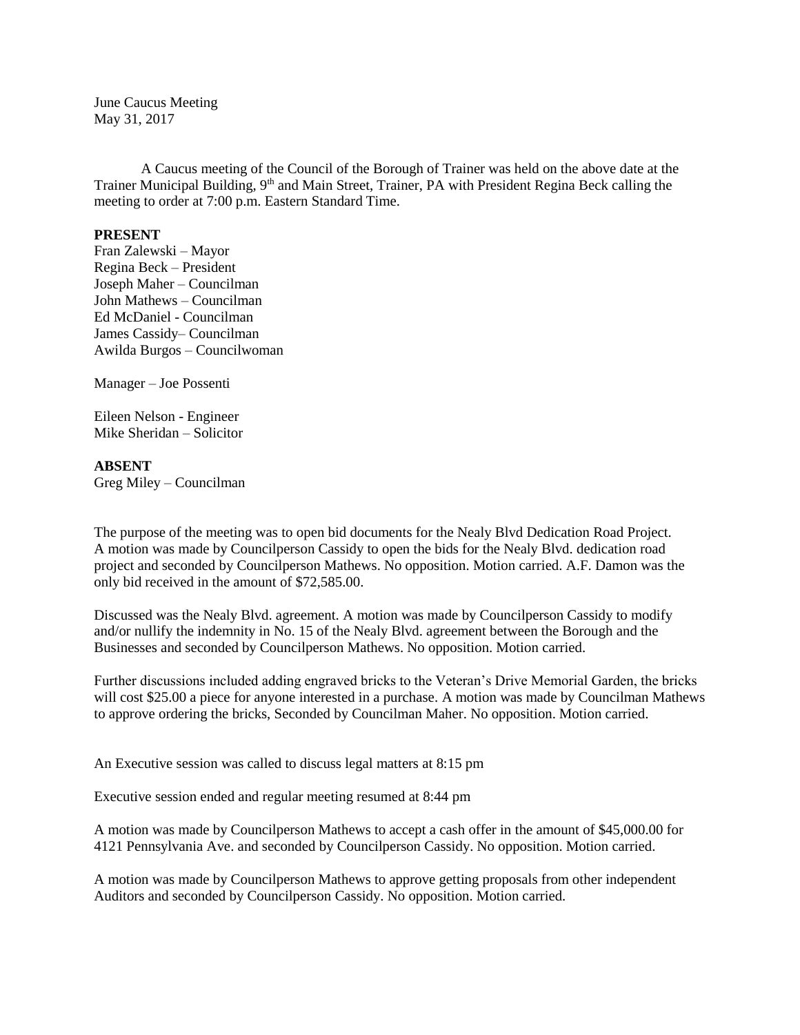June Caucus Meeting
May 31, 2017

A Caucus meeting of the Council of the Borough of Trainer was held on the above date at the Trainer Municipal Building, 9th and Main Street, Trainer, PA with President Regina Beck calling the meeting to order at 7:00 p.m. Eastern Standard Time.

**PRESENT**
Fran Zalewski – Mayor
Regina Beck – President
Joseph Maher – Councilman
John Mathews – Councilman
Ed McDaniel - Councilman
James Cassidy– Councilman
Awilda Burgos – Councilwoman

Manager – Joe Possenti

Eileen Nelson - Engineer
Mike Sheridan – Solicitor

**ABSENT**
Greg Miley – Councilman

The purpose of the meeting was to open bid documents for the Nealy Blvd Dedication Road Project. A motion was made by Councilperson Cassidy to open the bids for the Nealy Blvd. dedication road project and seconded by Councilperson Mathews. No opposition. Motion carried. A.F. Damon was the only bid received in the amount of $72,585.00.

Discussed was the Nealy Blvd. agreement. A motion was made by Councilperson Cassidy to modify and/or nullify the indemnity in No. 15 of the Nealy Blvd. agreement between the Borough and the Businesses and seconded by Councilperson Mathews. No opposition. Motion carried.

Further discussions included adding engraved bricks to the Veteran's Drive Memorial Garden, the bricks will cost $25.00 a piece for anyone interested in a purchase. A motion was made by Councilman Mathews to approve ordering the bricks, Seconded by Councilman Maher. No opposition. Motion carried.

An Executive session was called to discuss legal matters at 8:15 pm

Executive session ended and regular meeting resumed at 8:44 pm

A motion was made by Councilperson Mathews to accept a cash offer in the amount of $45,000.00 for 4121 Pennsylvania Ave. and seconded by Councilperson Cassidy. No opposition. Motion carried.

A motion was made by Councilperson Mathews to approve getting proposals from other independent Auditors and seconded by Councilperson Cassidy. No opposition. Motion carried.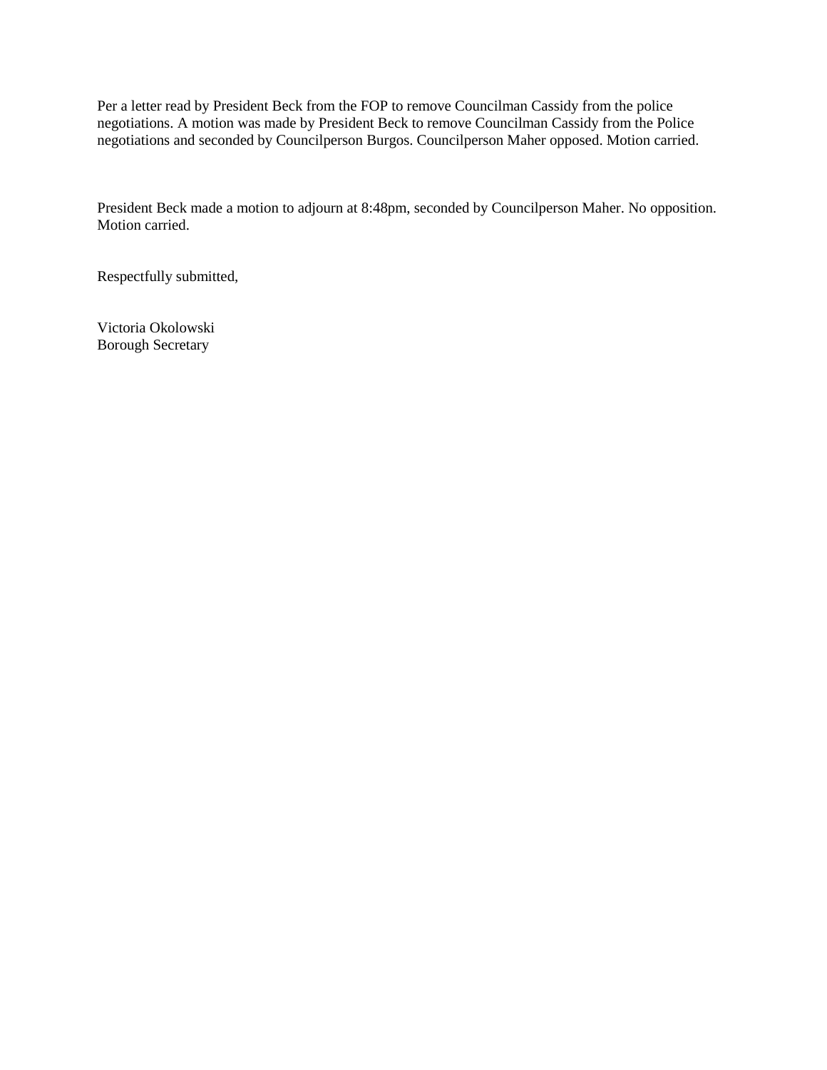Per a letter read by President Beck from the FOP to remove Councilman Cassidy from the police negotiations. A motion was made by President Beck to remove Councilman Cassidy from the Police negotiations and seconded by Councilperson Burgos. Councilperson Maher opposed. Motion carried.

President Beck made a motion to adjourn at 8:48pm, seconded by Councilperson Maher. No opposition. Motion carried.

Respectfully submitted,

Victoria Okolowski
Borough Secretary